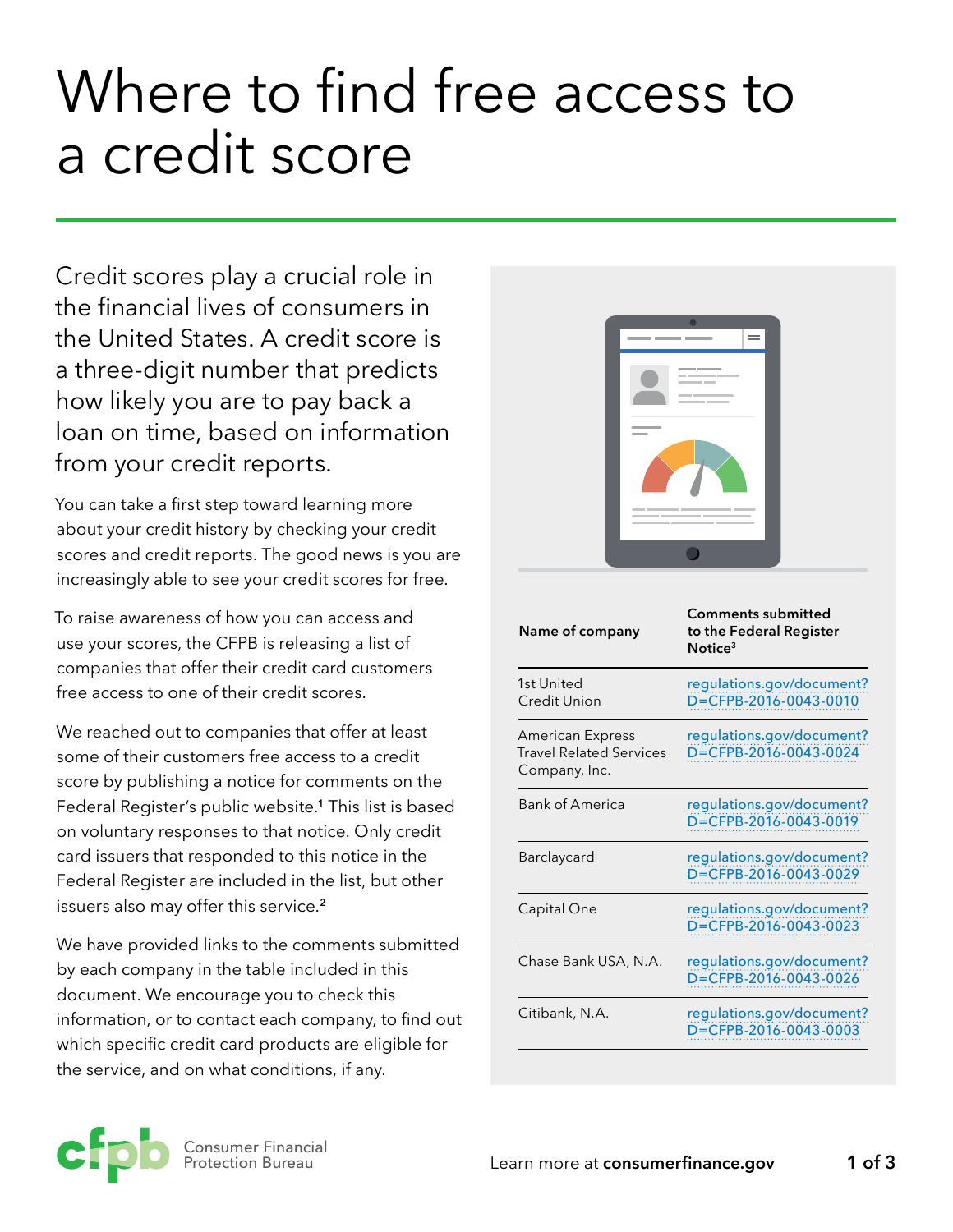# Where to find free access to a credit score

Credit scores play a crucial role in the financial lives of consumers in the United States. A credit score is a three-digit number that predicts how likely you are to pay back a loan on time, based on information from your credit reports.

You can take a first step toward learning more about your credit history by checking your credit scores and credit reports. The good news is you are increasingly able to see your credit scores for free.

To raise awareness of how you can access and use your scores, the CFPB is releasing a list of companies that offer their credit card customers free access to one of their credit scores.

We reached out to companies that offer at least some of their customers free access to a credit score by publishing a notice for comments on the Federal Register's public website.[1] This list is based on voluntary responses to that notice. Only credit card issuers that responded to this notice in the Federal Register are included in the list, but other issuers also may offer this service.[2]

We have provided links to the comments submitted by each company in the table included in this document. We encourage you to check this information, or to contact each company, to find out which specific credit card products are eligible for the service, and on what conditions, if any.

| Name of company | Comments submitted to the Federal Register Notice[3] |
|---|---|
| 1st United Credit Union | regulations.gov/document?D=CFPB-2016-0043-0010 |
| American Express Travel Related Services Company, Inc. | regulations.gov/document?D=CFPB-2016-0043-0024 |
| Bank of America | regulations.gov/document?D=CFPB-2016-0043-0019 |
| Barclaycard | regulations.gov/document?D=CFPB-2016-0043-0029 |
| Capital One | regulations.gov/document?D=CFPB-2016-0043-0023 |
| Chase Bank USA, N.A. | regulations.gov/document?D=CFPB-2016-0043-0026 |
| Citibank, N.A. | regulations.gov/document?D=CFPB-2016-0043-0003 |

Consumer Financial Protection Bureau

Learn more at **consumerfinance.gov**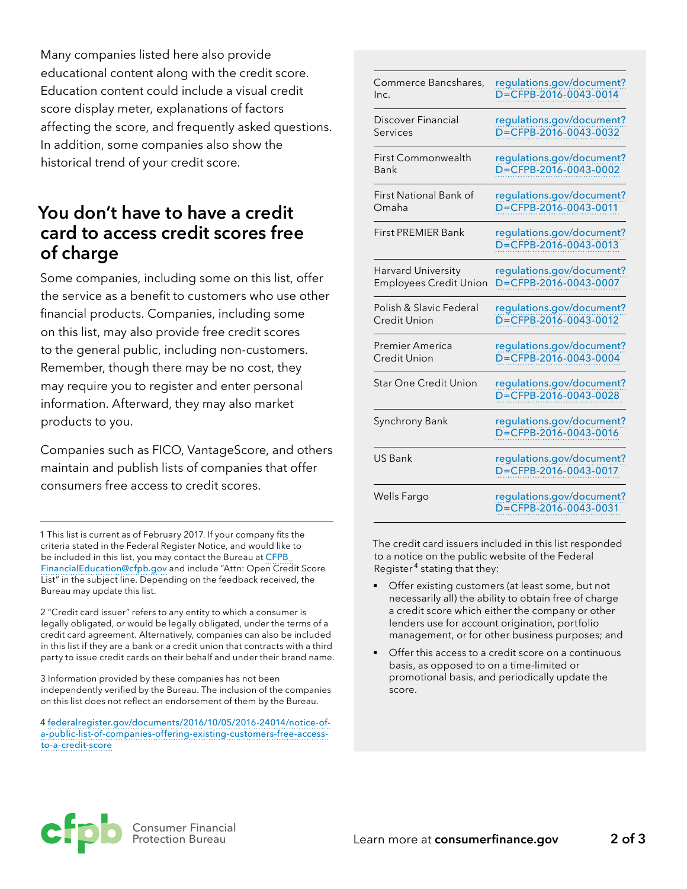Many companies listed here also provide educational content along with the credit score. Education content could include a visual credit score display meter, explanations of factors affecting the score, and frequently asked questions. In addition, some companies also show the historical trend of your credit score.

## You don't have to have a credit card to access credit scores free of charge

Some companies, including some on this list, offer the service as a benefit to customers who use other financial products. Companies, including some on this list, may also provide free credit scores to the general public, including non-customers. Remember, though there may be no cost, they may require you to register and enter personal information. Afterward, they may also market products to you.

Companies such as FICO, VantageScore, and others maintain and publish lists of companies that offer consumers free access to credit scores.

| | |
|---|---|
| Commerce Bancshares, Inc. | regulations.gov/document?D=CFPB-2016-0043-0014 |
| Discover Financial Services | regulations.gov/document?D=CFPB-2016-0043-0032 |
| First Commonwealth Bank | regulations.gov/document?D=CFPB-2016-0043-0002 |
| First National Bank of Omaha | regulations.gov/document?D=CFPB-2016-0043-0011 |
| First PREMIER Bank | regulations.gov/document?D=CFPB-2016-0043-0013 |
| Harvard University Employees Credit Union | regulations.gov/document?D=CFPB-2016-0043-0007 |
| Polish & Slavic Federal Credit Union | regulations.gov/document?D=CFPB-2016-0043-0012 |
| Premier America Credit Union | regulations.gov/document?D=CFPB-2016-0043-0004 |
| Star One Credit Union | regulations.gov/document?D=CFPB-2016-0043-0028 |
| Synchrony Bank | regulations.gov/document?D=CFPB-2016-0043-0016 |
| US Bank | regulations.gov/document?D=CFPB-2016-0043-0017 |
| Wells Fargo | regulations.gov/document?D=CFPB-2016-0043-0031 |

The credit card issuers included in this list responded to a notice on the public website of the Federal Register[4] stating that they:

- Offer existing customers (at least some, but not necessarily all) the ability to obtain free of charge a credit score which either the company or other lenders use for account origination, portfolio management, or for other business purposes; and
- Offer this access to a credit score on a continuous basis, as opposed to on a time-limited or promotional basis, and periodically update the score.

---

1 This list is current as of February 2017. If your company fits the criteria stated in the Federal Register Notice, and would like to be included in this list, you may contact the Bureau at CFPB_FinancialEducation@cfpb.gov and include "Attn: Open Credit Score List" in the subject line. Depending on the feedback received, the Bureau may update this list.

2 "Credit card issuer" refers to any entity to which a consumer is legally obligated, or would be legally obligated, under the terms of a credit card agreement. Alternatively, companies can also be included in this list if they are a bank or a credit union that contracts with a third party to issue credit cards on their behalf and under their brand name.

3 Information provided by these companies has not been independently verified by the Bureau. The inclusion of the companies on this list does not reflect an endorsement of them by the Bureau.

4 federalregister.gov/documents/2016/10/05/2016-24014/notice-of-a-public-list-of-companies-offering-existing-customers-free-access-to-a-credit-score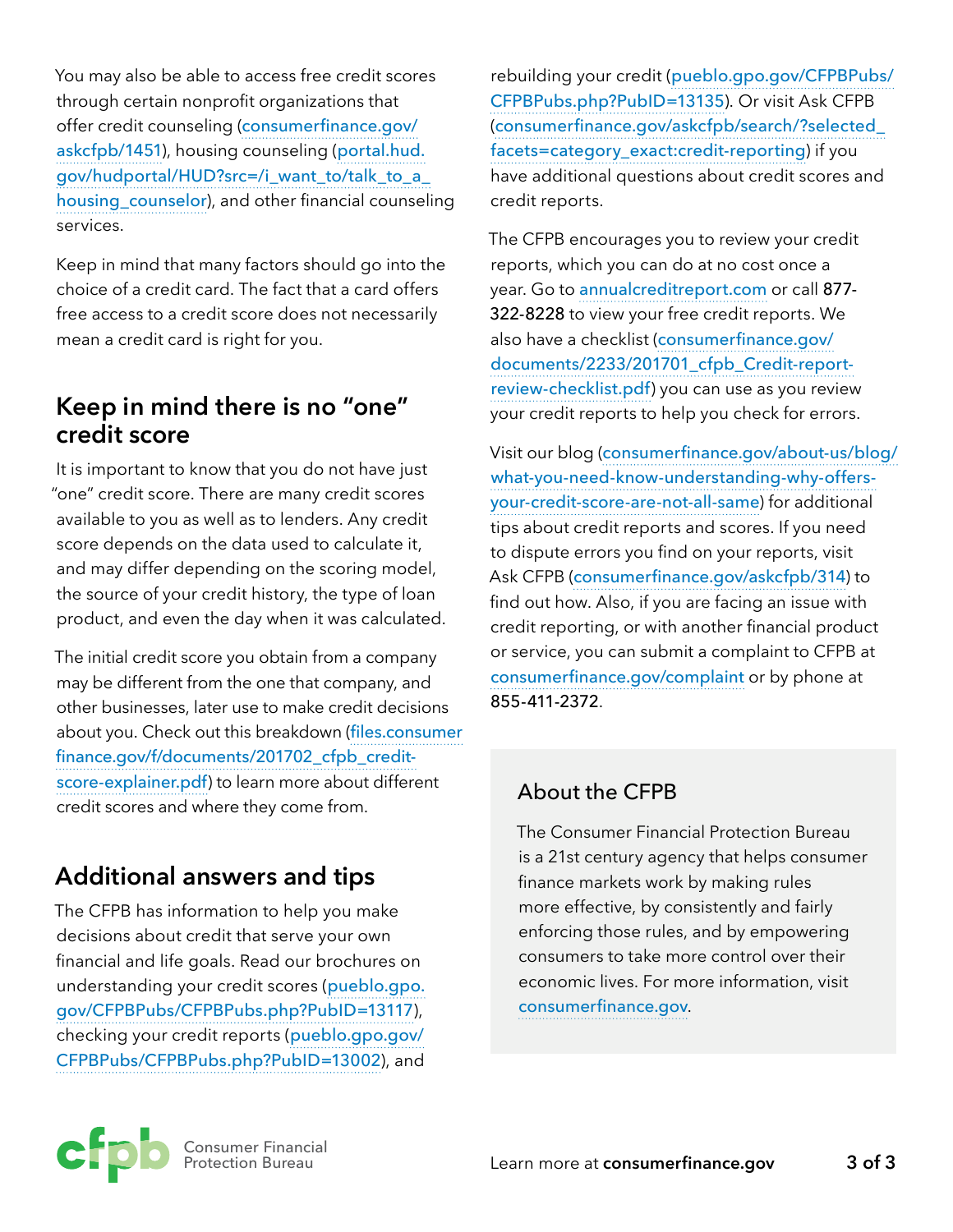You may also be able to access free credit scores through certain nonprofit organizations that offer credit counseling (consumerfinance.gov/askcfpb/1451), housing counseling (portal.hud.gov/hudportal/HUD?src=/i_want_to/talk_to_a_housing_counselor), and other financial counseling services.

Keep in mind that many factors should go into the choice of a credit card. The fact that a card offers free access to a credit score does not necessarily mean a credit card is right for you.

## Keep in mind there is no "one" credit score

It is important to know that you do not have just "one" credit score. There are many credit scores available to you as well as to lenders. Any credit score depends on the data used to calculate it, and may differ depending on the scoring model, the source of your credit history, the type of loan product, and even the day when it was calculated.

The initial credit score you obtain from a company may be different from the one that company, and other businesses, later use to make credit decisions about you. Check out this breakdown (files.consumerfinance.gov/f/documents/201702_cfpb_credit-score-explainer.pdf) to learn more about different credit scores and where they come from.

## Additional answers and tips

The CFPB has information to help you make decisions about credit that serve your own financial and life goals. Read our brochures on understanding your credit scores (pueblo.gpo.gov/CFPBPubs/CFPBPubs.php?PubID=13117), checking your credit reports (pueblo.gpo.gov/CFPBPubs/CFPBPubs.php?PubID=13002), and rebuilding your credit (pueblo.gpo.gov/CFPBPubs/CFPBPubs.php?PubID=13135). Or visit Ask CFPB (consumerfinance.gov/askcfpb/search/?selected_facets=category_exact:credit-reporting) if you have additional questions about credit scores and credit reports.

The CFPB encourages you to review your credit reports, which you can do at no cost once a year. Go to annualcreditreport.com or call 877-322-8228 to view your free credit reports. We also have a checklist (consumerfinance.gov/documents/2233/201701_cfpb_Credit-report-review-checklist.pdf) you can use as you review your credit reports to help you check for errors.

Visit our blog (consumerfinance.gov/about-us/blog/what-you-need-know-understanding-why-offers-your-credit-score-are-not-all-same) for additional tips about credit reports and scores. If you need to dispute errors you find on your reports, visit Ask CFPB (consumerfinance.gov/askcfpb/314) to find out how. Also, if you are facing an issue with credit reporting, or with another financial product or service, you can submit a complaint to CFPB at consumerfinance.gov/complaint or by phone at 855-411-2372.

### About the CFPB

The Consumer Financial Protection Bureau is a 21st century agency that helps consumer finance markets work by making rules more effective, by consistently and fairly enforcing those rules, and by empowering consumers to take more control over their economic lives. For more information, visit consumerfinance.gov.